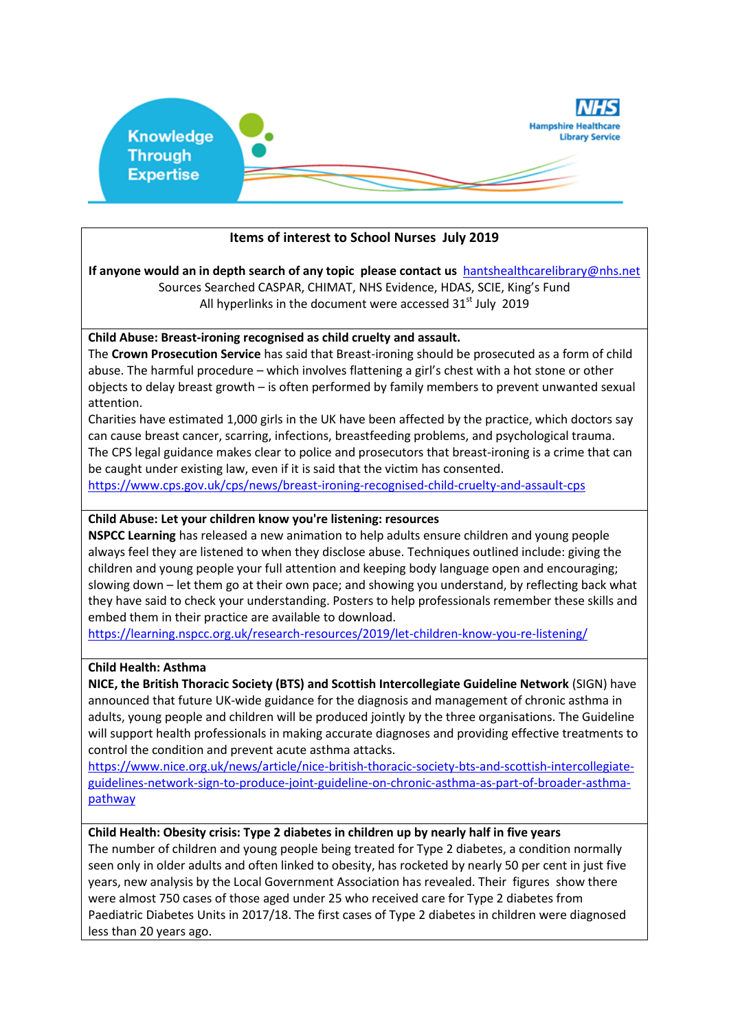Knowledge Through Expertise

NHS Hampshire Healthcare Library Service

# Items of interest to School Nurses July 2019

**If anyone would an in depth search of any topic please contact us** hantshealthcarelibrary@nhs.net

Sources Searched CASPAR, CHIMAT, NHS Evidence, HDAS, SCIE, King's Fund

All hyperlinks in the document were accessed 31st July 2019

---

**Child Abuse: Breast-ironing recognised as child cruelty and assault.**

The **Crown Prosecution Service** has said that Breast-ironing should be prosecuted as a form of child abuse. The harmful procedure – which involves flattening a girl's chest with a hot stone or other objects to delay breast growth – is often performed by family members to prevent unwanted sexual attention.

Charities have estimated 1,000 girls in the UK have been affected by the practice, which doctors say can cause breast cancer, scarring, infections, breastfeeding problems, and psychological trauma. The CPS legal guidance makes clear to police and prosecutors that breast-ironing is a crime that can be caught under existing law, even if it is said that the victim has consented.

https://www.cps.gov.uk/cps/news/breast-ironing-recognised-child-cruelty-and-assault-cps

---

**Child Abuse: Let your children know you're listening: resources**

**NSPCC Learning** has released a new animation to help adults ensure children and young people always feel they are listened to when they disclose abuse. Techniques outlined include: giving the children and young people your full attention and keeping body language open and encouraging; slowing down – let them go at their own pace; and showing you understand, by reflecting back what they have said to check your understanding. Posters to help professionals remember these skills and embed them in their practice are available to download.

https://learning.nspcc.org.uk/research-resources/2019/let-children-know-you-re-listening/

---

**Child Health: Asthma**

**NICE, the British Thoracic Society (BTS) and Scottish Intercollegiate Guideline Network** (SIGN) have announced that future UK-wide guidance for the diagnosis and management of chronic asthma in adults, young people and children will be produced jointly by the three organisations. The Guideline will support health professionals in making accurate diagnoses and providing effective treatments to control the condition and prevent acute asthma attacks.

https://www.nice.org.uk/news/article/nice-british-thoracic-society-bts-and-scottish-intercollegiate-guidelines-network-sign-to-produce-joint-guideline-on-chronic-asthma-as-part-of-broader-asthma-pathway

---

**Child Health: Obesity crisis: Type 2 diabetes in children up by nearly half in five years**

The number of children and young people being treated for Type 2 diabetes, a condition normally seen only in older adults and often linked to obesity, has rocketed by nearly 50 per cent in just five years, new analysis by the Local Government Association has revealed. Their figures show there were almost 750 cases of those aged under 25 who received care for Type 2 diabetes from Paediatric Diabetes Units in 2017/18. The first cases of Type 2 diabetes in children were diagnosed less than 20 years ago.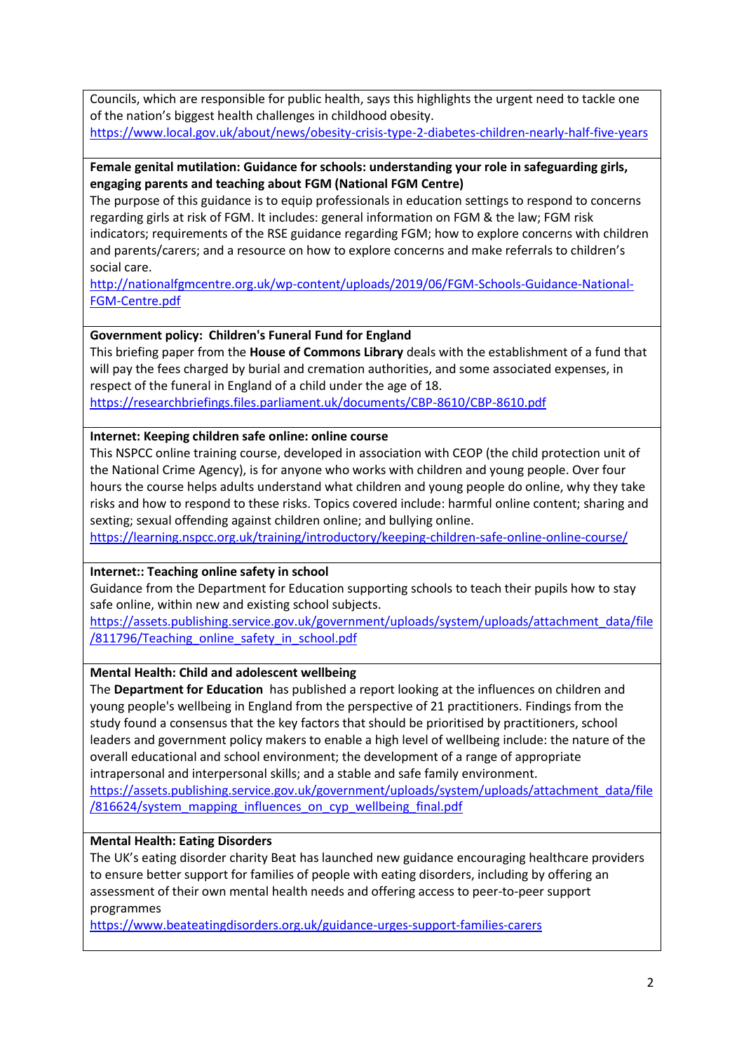Councils, which are responsible for public health, says this highlights the urgent need to tackle one of the nation's biggest health challenges in childhood obesity.
https://www.local.gov.uk/about/news/obesity-crisis-type-2-diabetes-children-nearly-half-five-years

**Female genital mutilation: Guidance for schools: understanding your role in safeguarding girls, engaging parents and teaching about FGM (National FGM Centre)**

The purpose of this guidance is to equip professionals in education settings to respond to concerns regarding girls at risk of FGM. It includes: general information on FGM & the law; FGM risk indicators; requirements of the RSE guidance regarding FGM; how to explore concerns with children and parents/carers; and a resource on how to explore concerns and make referrals to children's social care.
http://nationalfgmcentre.org.uk/wp-content/uploads/2019/06/FGM-Schools-Guidance-National-FGM-Centre.pdf

**Government policy: Children's Funeral Fund for England**

This briefing paper from the **House of Commons Library** deals with the establishment of a fund that will pay the fees charged by burial and cremation authorities, and some associated expenses, in respect of the funeral in England of a child under the age of 18.
https://researchbriefings.files.parliament.uk/documents/CBP-8610/CBP-8610.pdf

**Internet: Keeping children safe online: online course**

This NSPCC online training course, developed in association with CEOP (the child protection unit of the National Crime Agency), is for anyone who works with children and young people. Over four hours the course helps adults understand what children and young people do online, why they take risks and how to respond to these risks. Topics covered include: harmful online content; sharing and sexting; sexual offending against children online; and bullying online.
https://learning.nspcc.org.uk/training/introductory/keeping-children-safe-online-online-course/

**Internet:: Teaching online safety in school**

Guidance from the Department for Education supporting schools to teach their pupils how to stay safe online, within new and existing school subjects.
https://assets.publishing.service.gov.uk/government/uploads/system/uploads/attachment_data/file/811796/Teaching_online_safety_in_school.pdf

**Mental Health: Child and adolescent wellbeing**

The **Department for Education** has published a report looking at the influences on children and young people's wellbeing in England from the perspective of 21 practitioners. Findings from the study found a consensus that the key factors that should be prioritised by practitioners, school leaders and government policy makers to enable a high level of wellbeing include: the nature of the overall educational and school environment; the development of a range of appropriate intrapersonal and interpersonal skills; and a stable and safe family environment.
https://assets.publishing.service.gov.uk/government/uploads/system/uploads/attachment_data/file/816624/system_mapping_influences_on_cyp_wellbeing_final.pdf

**Mental Health: Eating Disorders**

The UK's eating disorder charity Beat has launched new guidance encouraging healthcare providers to ensure better support for families of people with eating disorders, including by offering an assessment of their own mental health needs and offering access to peer-to-peer support programmes
https://www.beateatingdisorders.org.uk/guidance-urges-support-families-carers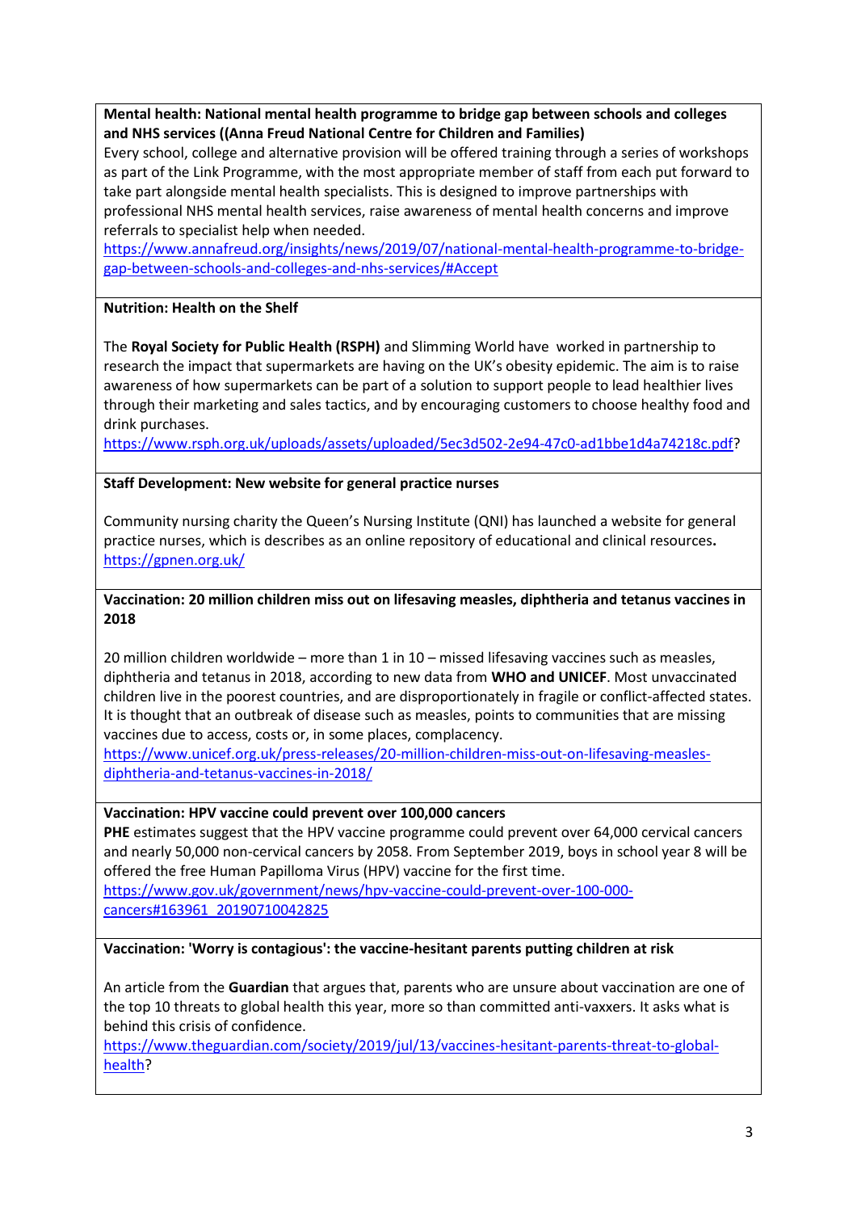**Mental health: National mental health programme to bridge gap between schools and colleges and NHS services ((Anna Freud National Centre for Children and Families)**

Every school, college and alternative provision will be offered training through a series of workshops as part of the Link Programme, with the most appropriate member of staff from each put forward to take part alongside mental health specialists. This is designed to improve partnerships with professional NHS mental health services, raise awareness of mental health concerns and improve referrals to specialist help when needed.

https://www.annafreud.org/insights/news/2019/07/national-mental-health-programme-to-bridge-gap-between-schools-and-colleges-and-nhs-services/#Accept

---

**Nutrition: Health on the Shelf**

The **Royal Society for Public Health (RSPH)** and Slimming World have worked in partnership to research the impact that supermarkets are having on the UK's obesity epidemic. The aim is to raise awareness of how supermarkets can be part of a solution to support people to lead healthier lives through their marketing and sales tactics, and by encouraging customers to choose healthy food and drink purchases.

https://www.rsph.org.uk/uploads/assets/uploaded/5ec3d502-2e94-47c0-ad1bbe1d4a74218c.pdf?

---

**Staff Development: New website for general practice nurses**

Community nursing charity the Queen's Nursing Institute (QNI) has launched a website for general practice nurses, which is describes as an online repository of educational and clinical resources**.**

https://gpnen.org.uk/

---

**Vaccination: 20 million children miss out on lifesaving measles, diphtheria and tetanus vaccines in 2018**

20 million children worldwide – more than 1 in 10 – missed lifesaving vaccines such as measles, diphtheria and tetanus in 2018, according to new data from **WHO and UNICEF**. Most unvaccinated children live in the poorest countries, and are disproportionately in fragile or conflict-affected states. It is thought that an outbreak of disease such as measles, points to communities that are missing vaccines due to access, costs or, in some places, complacency.

https://www.unicef.org.uk/press-releases/20-million-children-miss-out-on-lifesaving-measles-diphtheria-and-tetanus-vaccines-in-2018/

---

**Vaccination: HPV vaccine could prevent over 100,000 cancers**

**PHE** estimates suggest that the HPV vaccine programme could prevent over 64,000 cervical cancers and nearly 50,000 non-cervical cancers by 2058. From September 2019, boys in school year 8 will be offered the free Human Papilloma Virus (HPV) vaccine for the first time.

https://www.gov.uk/government/news/hpv-vaccine-could-prevent-over-100-000-cancers#163961_20190710042825

---

**Vaccination: 'Worry is contagious': the vaccine-hesitant parents putting children at risk**

An article from the **Guardian** that argues that, parents who are unsure about vaccination are one of the top 10 threats to global health this year, more so than committed anti-vaxxers. It asks what is behind this crisis of confidence.

https://www.theguardian.com/society/2019/jul/13/vaccines-hesitant-parents-threat-to-global-health?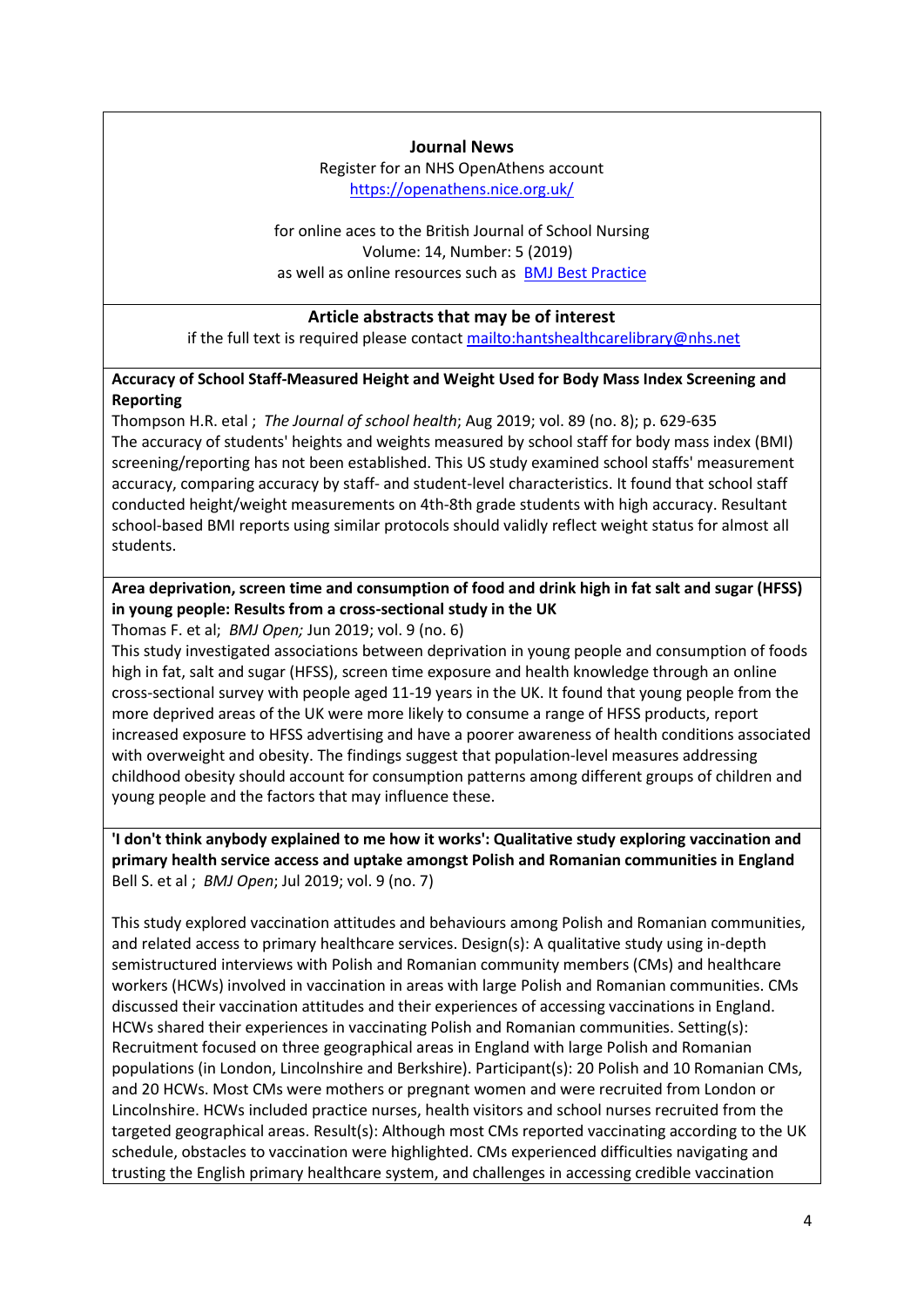**Journal News**

Register for an NHS OpenAthens account
[https://openathens.nice.org.uk/](https://openathens.nice.org.uk/)

for online aces to the British Journal of School Nursing
Volume: 14, Number: 5 (2019)
as well as online resources such as [BMJ Best Practice](BMJ Best Practice)

**Article abstracts that may be of interest**

if the full text is required please contact [mailto:hantshealthcarelibrary@nhs.net](mailto:hantshealthcarelibrary@nhs.net)

**Accuracy of School Staff-Measured Height and Weight Used for Body Mass Index Screening and Reporting**

Thompson H.R. etal ; *The Journal of school health*; Aug 2019; vol. 89 (no. 8); p. 629-635

The accuracy of students' heights and weights measured by school staff for body mass index (BMI) screening/reporting has not been established. This US study examined school staffs' measurement accuracy, comparing accuracy by staff- and student-level characteristics. It found that school staff conducted height/weight measurements on 4th-8th grade students with high accuracy. Resultant school-based BMI reports using similar protocols should validly reflect weight status for almost all students.

**Area deprivation, screen time and consumption of food and drink high in fat salt and sugar (HFSS) in young people: Results from a cross-sectional study in the UK**

Thomas F. et al; *BMJ Open;* Jun 2019; vol. 9 (no. 6)

This study investigated associations between deprivation in young people and consumption of foods high in fat, salt and sugar (HFSS), screen time exposure and health knowledge through an online cross-sectional survey with people aged 11-19 years in the UK. It found that young people from the more deprived areas of the UK were more likely to consume a range of HFSS products, report increased exposure to HFSS advertising and have a poorer awareness of health conditions associated with overweight and obesity. The findings suggest that population-level measures addressing childhood obesity should account for consumption patterns among different groups of children and young people and the factors that may influence these.

**'I don't think anybody explained to me how it works': Qualitative study exploring vaccination and primary health service access and uptake amongst Polish and Romanian communities in England**

Bell S. et al ; *BMJ Open*; Jul 2019; vol. 9 (no. 7)

This study explored vaccination attitudes and behaviours among Polish and Romanian communities, and related access to primary healthcare services. Design(s): A qualitative study using in-depth semistructured interviews with Polish and Romanian community members (CMs) and healthcare workers (HCWs) involved in vaccination in areas with large Polish and Romanian communities. CMs discussed their vaccination attitudes and their experiences of accessing vaccinations in England. HCWs shared their experiences in vaccinating Polish and Romanian communities. Setting(s): Recruitment focused on three geographical areas in England with large Polish and Romanian populations (in London, Lincolnshire and Berkshire). Participant(s): 20 Polish and 10 Romanian CMs, and 20 HCWs. Most CMs were mothers or pregnant women and were recruited from London or Lincolnshire. HCWs included practice nurses, health visitors and school nurses recruited from the targeted geographical areas. Result(s): Although most CMs reported vaccinating according to the UK schedule, obstacles to vaccination were highlighted. CMs experienced difficulties navigating and trusting the English primary healthcare system, and challenges in accessing credible vaccination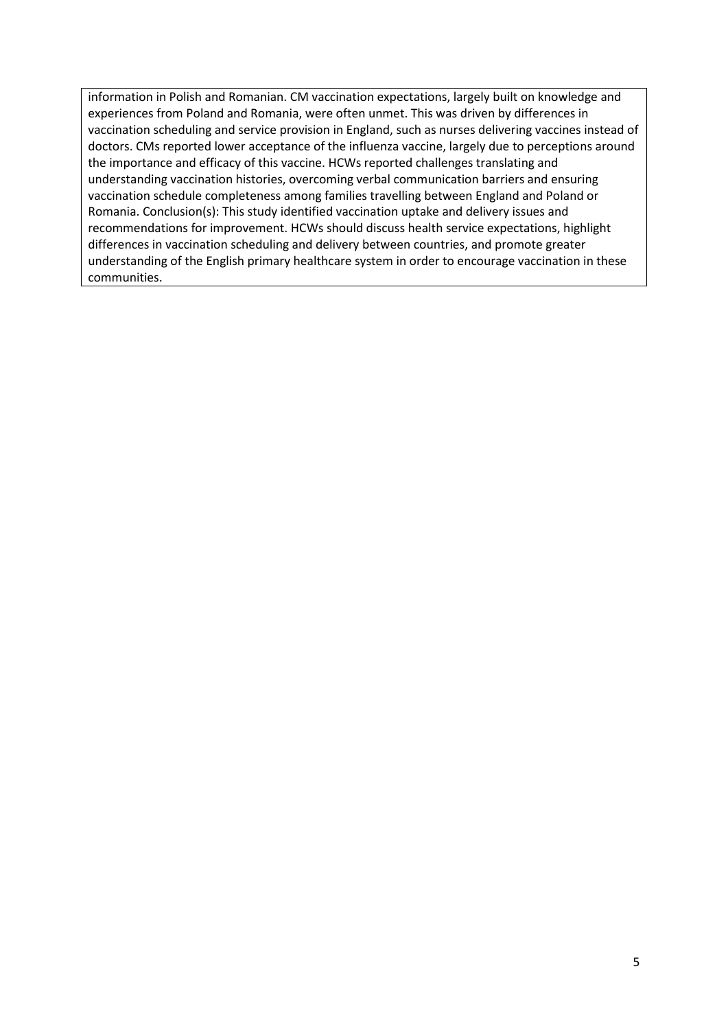information in Polish and Romanian. CM vaccination expectations, largely built on knowledge and experiences from Poland and Romania, were often unmet. This was driven by differences in vaccination scheduling and service provision in England, such as nurses delivering vaccines instead of doctors. CMs reported lower acceptance of the influenza vaccine, largely due to perceptions around the importance and efficacy of this vaccine. HCWs reported challenges translating and understanding vaccination histories, overcoming verbal communication barriers and ensuring vaccination schedule completeness among families travelling between England and Poland or Romania. Conclusion(s): This study identified vaccination uptake and delivery issues and recommendations for improvement. HCWs should discuss health service expectations, highlight differences in vaccination scheduling and delivery between countries, and promote greater understanding of the English primary healthcare system in order to encourage vaccination in these communities.